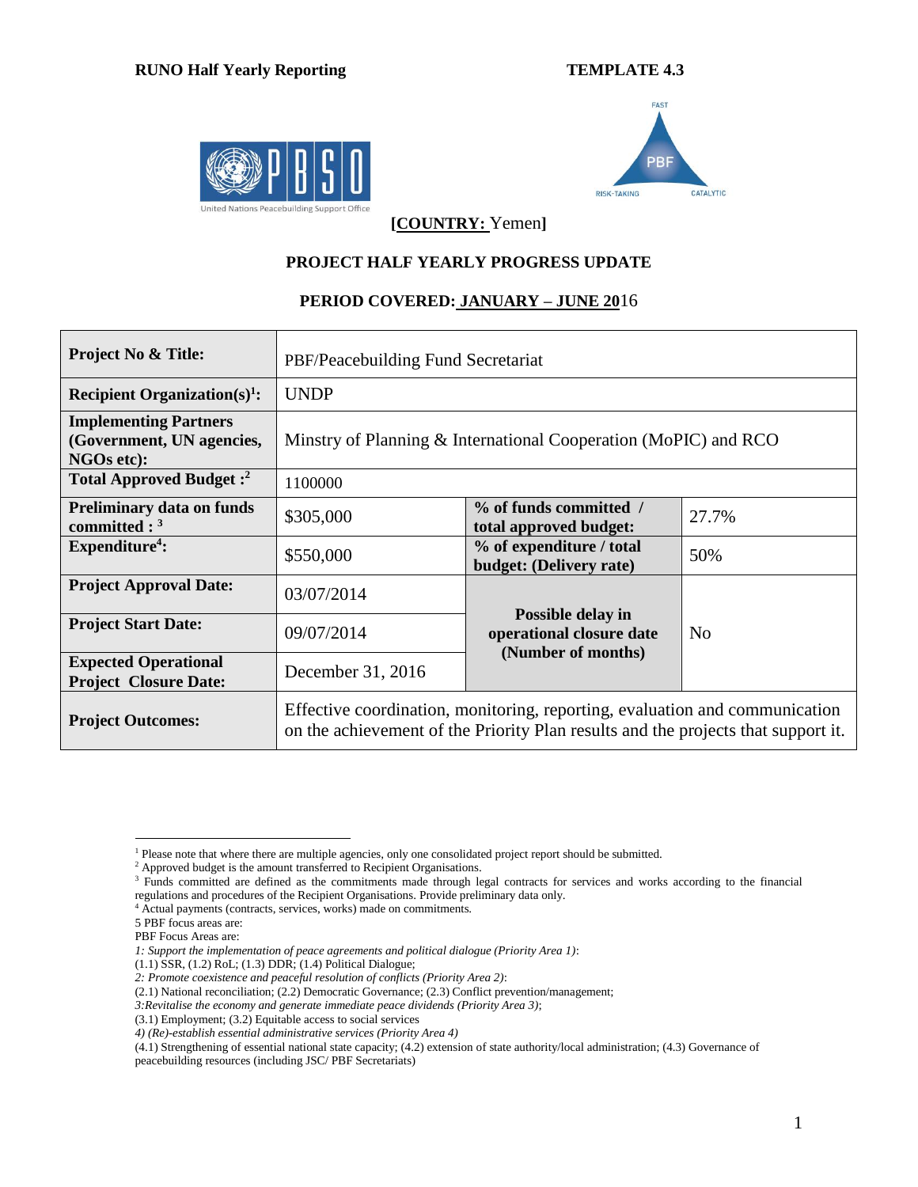**RUNO Half Yearly Reporting** **TEMPLATE 4.3**

**[COUNTRY: Yemen]**

**PROJECT HALF YEARLY PROGRESS UPDATE**

**PERIOD COVERED: JANUARY – JUNE 2016**

| | | | |
|---|---|---|---|
| **Project No & Title:** | PBF/Peacebuilding Fund Secretariat | | |
| **Recipient Organization(s)[1]:** | UNDP | | |
| **Implementing Partners (Government, UN agencies, NGOs etc):** | Minstry of Planning & International Cooperation (MoPIC) and RCO | | |
| **Total Approved Budget :[2]** | 1100000 | | |
| **Preliminary data on funds committed : [3]** | $305,000 | **% of funds committed / total approved budget:** | 27.7% |
| **Expenditure[4]:** | $550,000 | **% of expenditure / total budget: (Delivery rate)** | 50% |
| **Project Approval Date:** | 03/07/2014 | **Possible delay in operational closure date (Number of months)** | No |
| **Project Start Date:** | 09/07/2014 | | |
| **Expected Operational Project Closure Date:** | December 31, 2016 | | |
| **Project Outcomes:** | Effective coordination, monitoring, reporting, evaluation and communication on the achievement of the Priority Plan results and the projects that support it. | | |

[1] Please note that where there are multiple agencies, only one consolidated project report should be submitted.
[2] Approved budget is the amount transferred to Recipient Organisations.
[3] Funds committed are defined as the commitments made through legal contracts for services and works according to the financial regulations and procedures of the Recipient Organisations. Provide preliminary data only.
[4] Actual payments (contracts, services, works) made on commitments.
5 PBF focus areas are:
PBF Focus Areas are:
*1: Support the implementation of peace agreements and political dialogue (Priority Area 1)*:
(1.1) SSR, (1.2) RoL; (1.3) DDR; (1.4) Political Dialogue;
*2: Promote coexistence and peaceful resolution of conflicts (Priority Area 2)*:
(2.1) National reconciliation; (2.2) Democratic Governance; (2.3) Conflict prevention/management;
*3:Revitalise the economy and generate immediate peace dividends (Priority Area 3)*;
(3.1) Employment; (3.2) Equitable access to social services
*4) (Re)-establish essential administrative services (Priority Area 4)*
(4.1) Strengthening of essential national state capacity; (4.2) extension of state authority/local administration; (4.3) Governance of peacebuilding resources (including JSC/ PBF Secretariats)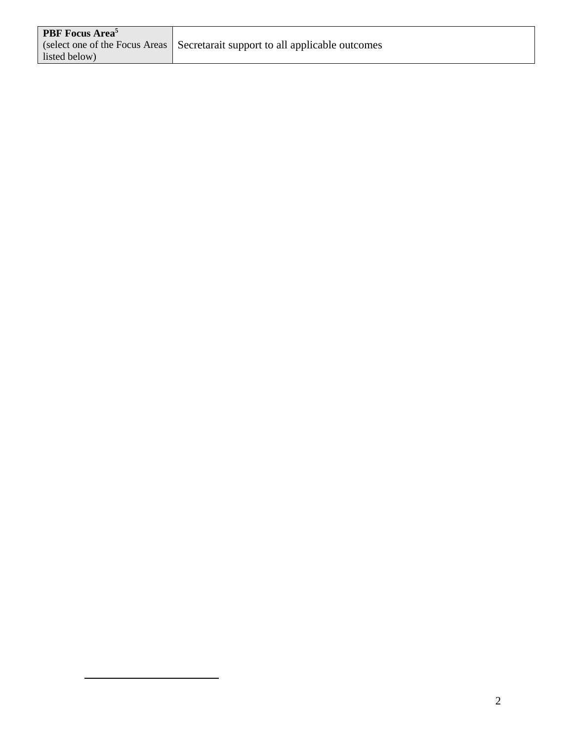| **PBF Focus Area**[5] (select one of the Focus Areas listed below) | Secretarait support to all applicable outcomes |
|---|---|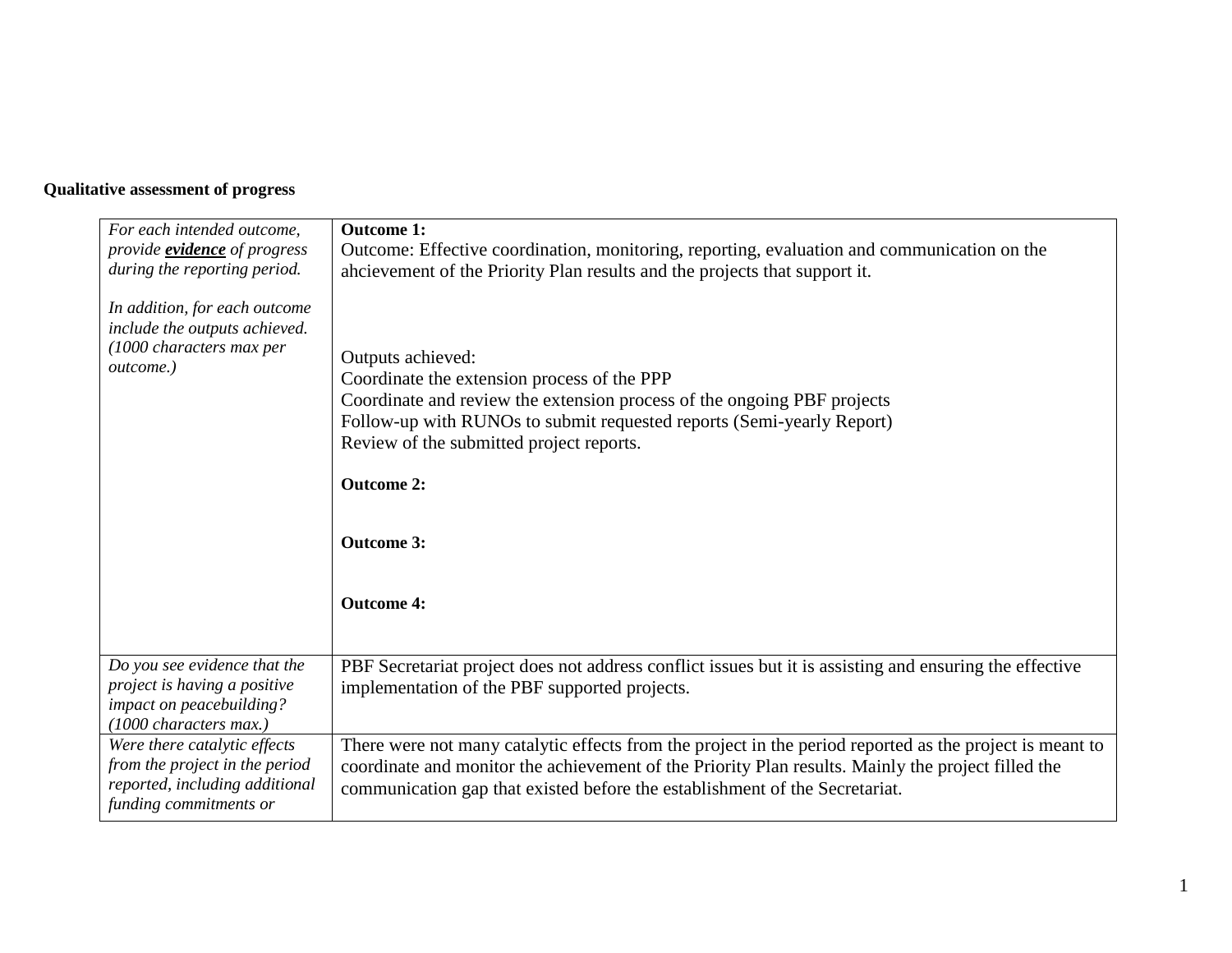**Qualitative assessment of progress**

| | |
|---|---|
| *For each intended outcome, provide **evidence** of progress during the reporting period.*<br><br>*In addition, for each outcome include the outputs achieved. (1000 characters max per outcome.)* | **Outcome 1:**<br>Outcome: Effective coordination, monitoring, reporting, evaluation and communication on the ahcievement of the Priority Plan results and the projects that support it.<br><br>Outputs achieved:<br>Coordinate the extension process of the PPP<br>Coordinate and review the extension process of the ongoing PBF projects<br>Follow-up with RUNOs to submit requested reports (Semi-yearly Report)<br>Review of the submitted project reports.<br><br>**Outcome 2:**<br><br>**Outcome 3:**<br><br>**Outcome 4:** |
| *Do you see evidence that the project is having a positive impact on peacebuilding? (1000 characters max.)* | PBF Secretariat project does not address conflict issues but it is assisting and ensuring the effective implementation of the PBF supported projects. |
| *Were there catalytic effects from the project in the period reported, including additional funding commitments or* | There were not many catalytic effects from the project in the period reported as the project is meant to coordinate and monitor the achievement of the Priority Plan results. Mainly the project filled the communication gap that existed before the establishment of the Secretariat. |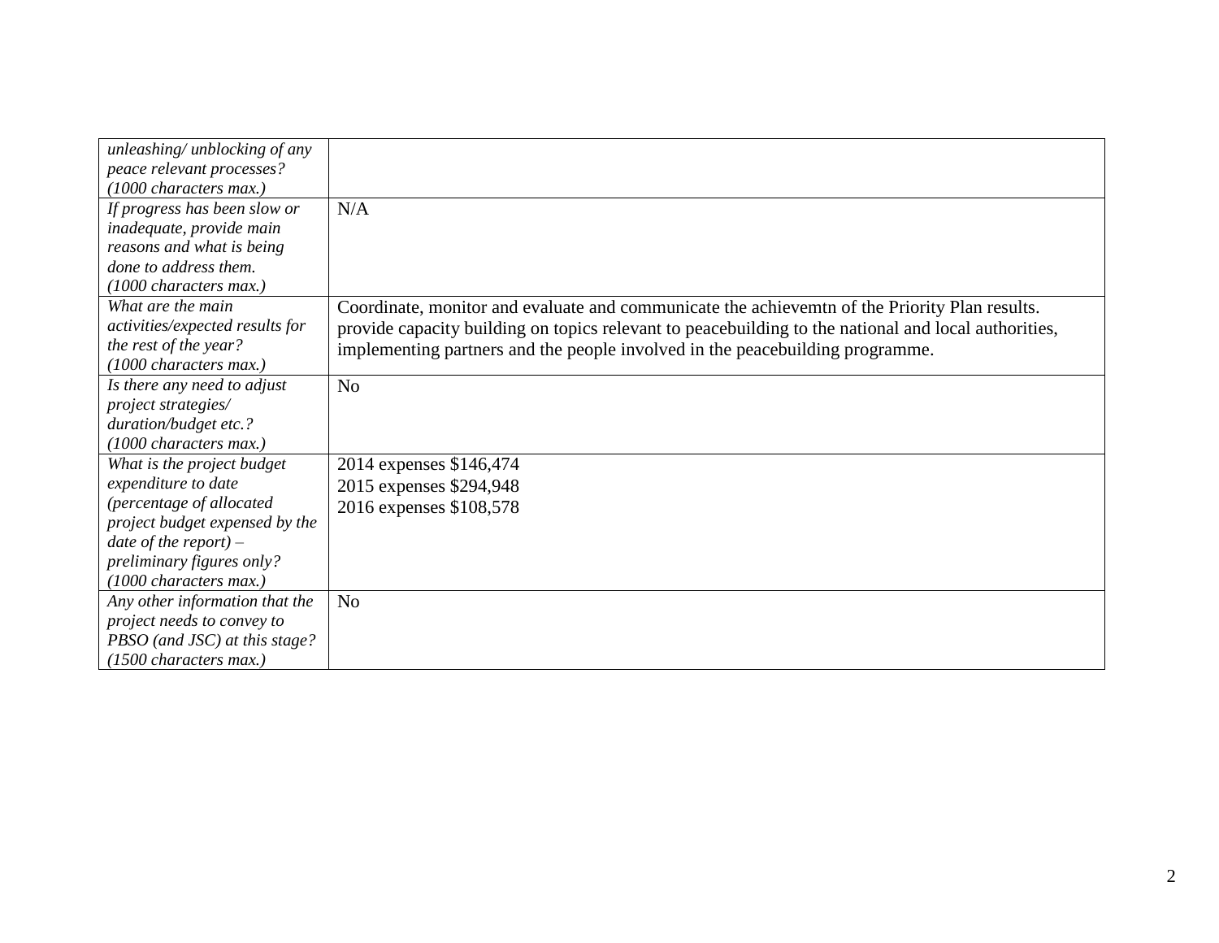| | |
|---|---|
| *unleashing/ unblocking of any peace relevant processes? (1000 characters max.)* | |
| *If progress has been slow or inadequate, provide main reasons and what is being done to address them. (1000 characters max.)* | N/A |
| *What are the main activities/expected results for the rest of the year? (1000 characters max.)* | Coordinate, monitor and evaluate and communicate the achievemtn of the Priority Plan results. provide capacity building on topics relevant to peacebuilding to the national and local authorities, implementing partners and the people involved in the peacebuilding programme. |
| *Is there any need to adjust project strategies/ duration/budget etc.? (1000 characters max.)* | No |
| *What is the project budget expenditure to date (percentage of allocated project budget expensed by the date of the report) – preliminary figures only? (1000 characters max.)* | 2014 expenses \$146,474<br>2015 expenses \$294,948<br>2016 expenses \$108,578 |
| *Any other information that the project needs to convey to PBSO (and JSC) at this stage? (1500 characters max.)* | No |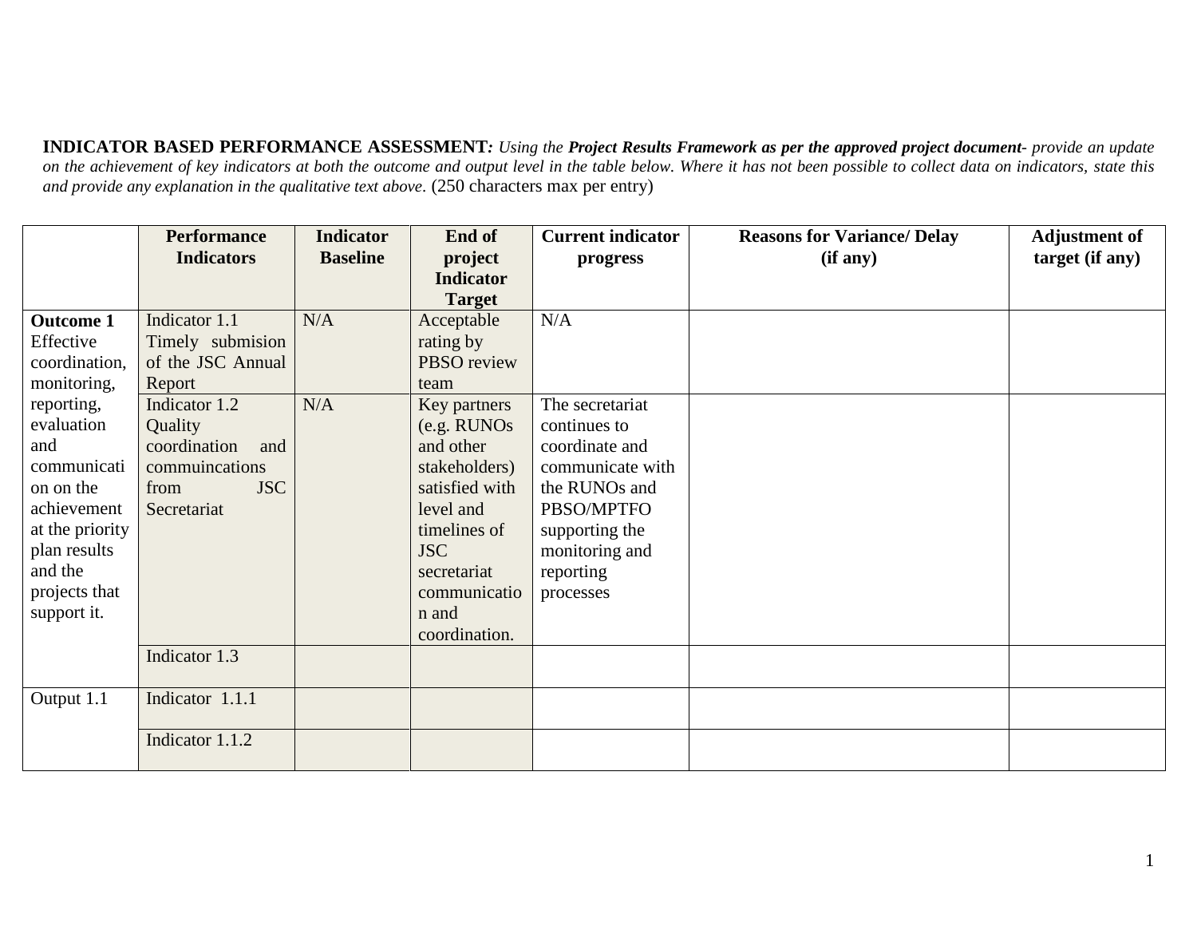**INDICATOR BASED PERFORMANCE ASSESSMENT***: Using the* ***Project Results Framework as per the approved project document****- provide an update on the achievement of key indicators at both the outcome and output level in the table below. Where it has not been possible to collect data on indicators, state this and provide any explanation in the qualitative text above.* (250 characters max per entry)

| | Performance Indicators | Indicator Baseline | End of project Indicator Target | Current indicator progress | Reasons for Variance/ Delay (if any) | Adjustment of target (if any) |
|---|---|---|---|---|---|---|
| **Outcome 1** Effective coordination, monitoring, reporting, evaluation and communication on the achievement at the priority plan results and the projects that support it. | Indicator 1.1 Timely submision of the JSC Annual Report | N/A | Acceptable rating by PBSO review team | N/A | | |
| | Indicator 1.2 Quality coordination and commuincations from JSC Secretariat | N/A | Key partners (e.g. RUNOs and other stakeholders) satisfied with level and timelines of JSC secretariat communication and coordination. | The secretariat continues to coordinate and communicate with the RUNOs and PBSO/MPTFO supporting the monitoring and reporting processes | | |
| | Indicator 1.3 | | | | | |
| Output 1.1 | Indicator 1.1.1 | | | | | |
| | Indicator 1.1.2 | | | | | |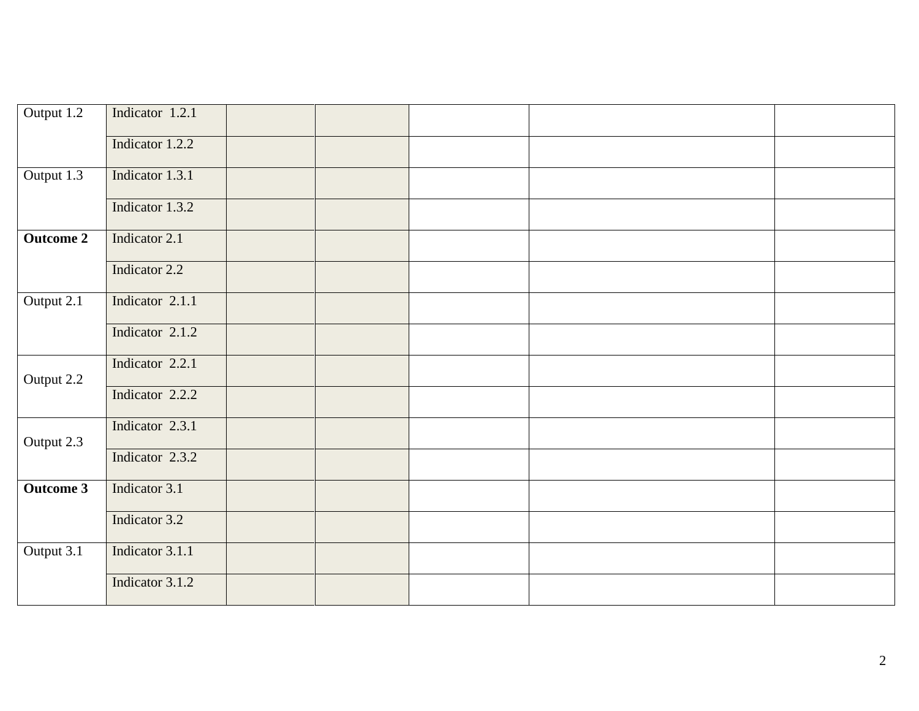| | | | | | | |
|---|---|---|---|---|---|---|
| Output 1.2 | Indicator 1.2.1 | | | | | |
| | Indicator 1.2.2 | | | | | |
| Output 1.3 | Indicator 1.3.1 | | | | | |
| | Indicator 1.3.2 | | | | | |
| **Outcome 2** | Indicator 2.1 | | | | | |
| | Indicator 2.2 | | | | | |
| Output 2.1 | Indicator 2.1.1 | | | | | |
| | Indicator 2.1.2 | | | | | |
| Output 2.2 | Indicator 2.2.1 | | | | | |
| | Indicator 2.2.2 | | | | | |
| Output 2.3 | Indicator 2.3.1 | | | | | |
| | Indicator 2.3.2 | | | | | |
| **Outcome 3** | Indicator 3.1 | | | | | |
| | Indicator 3.2 | | | | | |
| Output 3.1 | Indicator 3.1.1 | | | | | |
| | Indicator 3.1.2 | | | | | |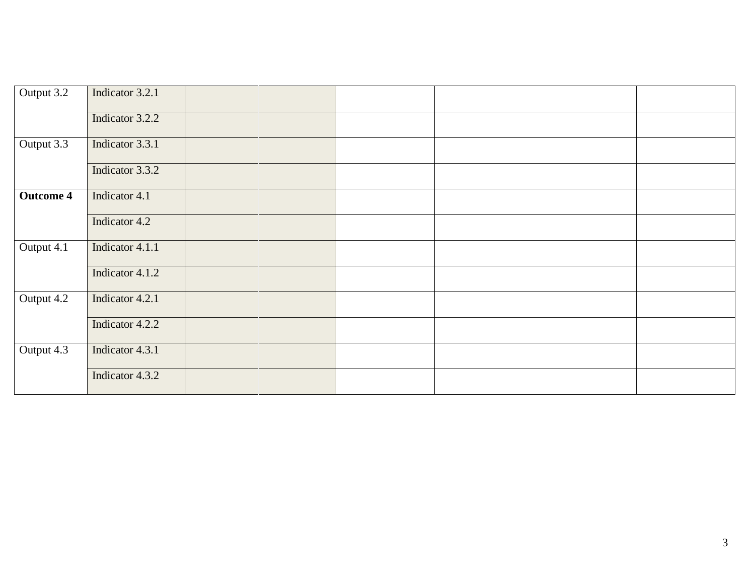| | | | | | | |
|---|---|---|---|---|---|---|
| Output 3.2 | Indicator 3.2.1 | | | | | |
| | Indicator 3.2.2 | | | | | |
| Output 3.3 | Indicator 3.3.1 | | | | | |
| | Indicator 3.3.2 | | | | | |
| **Outcome 4** | Indicator 4.1 | | | | | |
| | Indicator 4.2 | | | | | |
| Output 4.1 | Indicator 4.1.1 | | | | | |
| | Indicator 4.1.2 | | | | | |
| Output 4.2 | Indicator 4.2.1 | | | | | |
| | Indicator 4.2.2 | | | | | |
| Output 4.3 | Indicator 4.3.1 | | | | | |
| | Indicator 4.3.2 | | | | | |